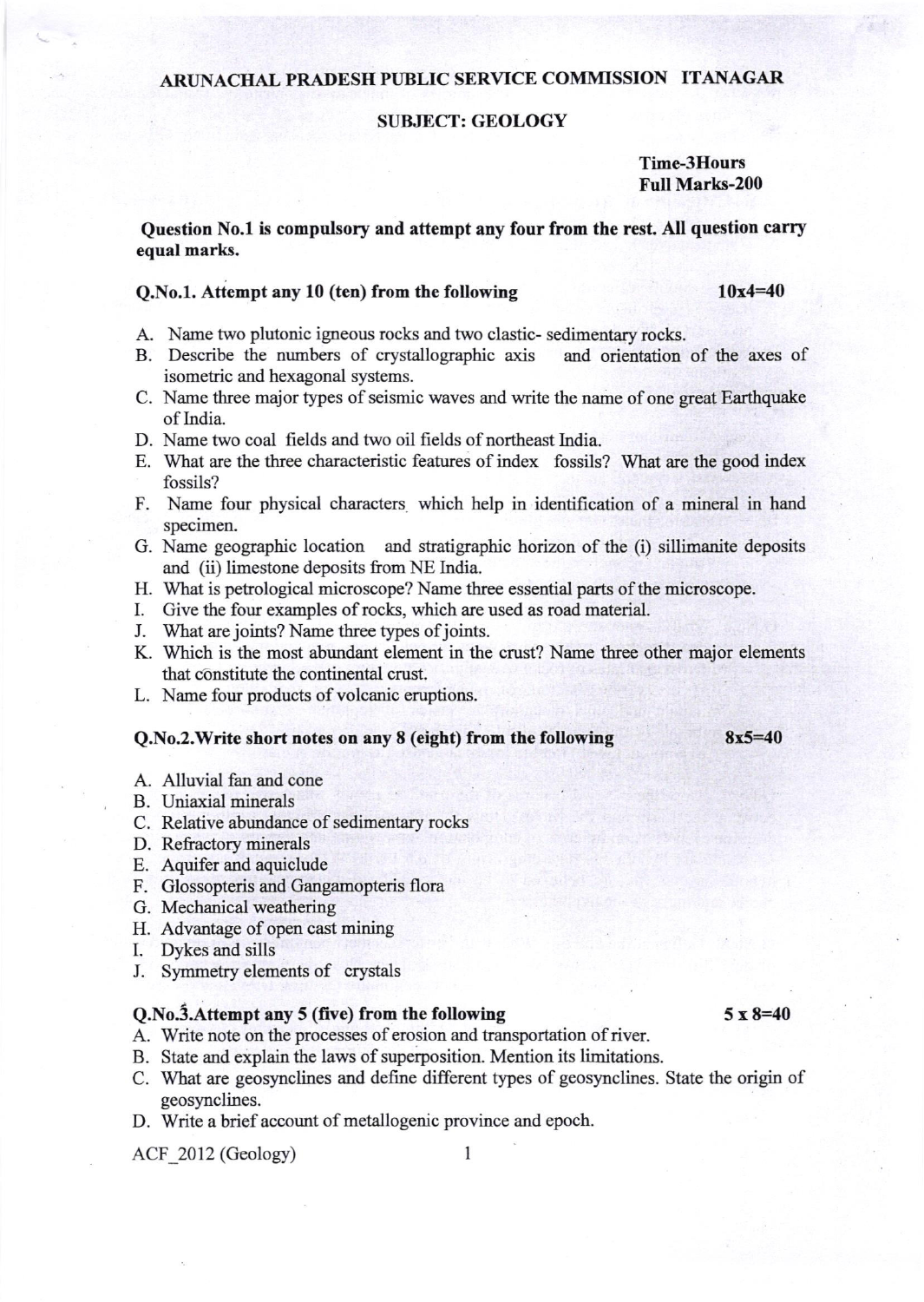# ARUNACHAL PRADESH PUBLIC SERVICE COMMISSION ITANAGAR

## SUBJECT: GEOLOGY

**Time-3Hours**
**Full Marks-200**

**Question No.1 is compulsory and attempt any four from the rest. All question carry equal marks.**

### Q.No.1. Attempt any 10 (ten) from the following — 10x4=40

A. Name two plutonic igneous rocks and two clastic- sedimentary rocks.

B. Describe the numbers of crystallographic axis and orientation of the axes of isometric and hexagonal systems.

C. Name three major types of seismic waves and write the name of one great Earthquake of India.

D. Name two coal fields and two oil fields of northeast India.

E. What are the three characteristic features of index fossils? What are the good index fossils?

F. Name four physical characters which help in identification of a mineral in hand specimen.

G. Name geographic location and stratigraphic horizon of the (i) sillimanite deposits and (ii) limestone deposits from NE India.

H. What is petrological microscope? Name three essential parts of the microscope.

I. Give the four examples of rocks, which are used as road material.

J. What are joints? Name three types of joints.

K. Which is the most abundant element in the crust? Name three other major elements that constitute the continental crust.

L. Name four products of volcanic eruptions.

### Q.No.2.Write short notes on any 8 (eight) from the following — 8x5=40

A. Alluvial fan and cone

B. Uniaxial minerals

C. Relative abundance of sedimentary rocks

D. Refractory minerals

E. Aquifer and aquiclude

F. Glossopteris and Gangamopteris flora

G. Mechanical weathering

H. Advantage of open cast mining

I. Dykes and sills

J. Symmetry elements of crystals

### Q.No.3.Attempt any 5 (five) from the following — 5 x 8=40

A. Write note on the processes of erosion and transportation of river.

B. State and explain the laws of superposition. Mention its limitations.

C. What are geosynclines and define different types of geosynclines. State the origin of geosynclines.

D. Write a brief account of metallogenic province and epoch.

ACF_2012 (Geology)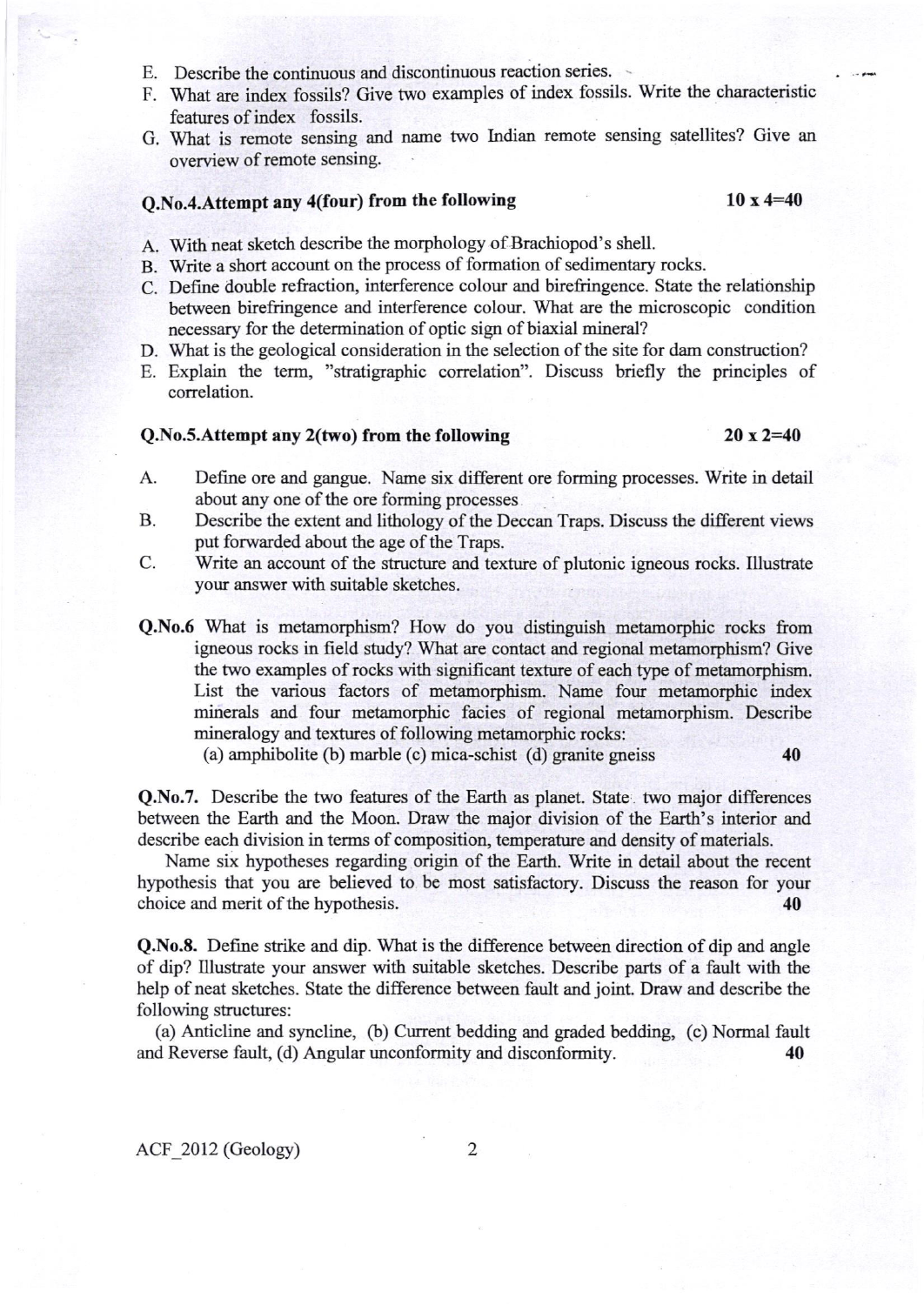E. Describe the continuous and discontinuous reaction series.

F. What are index fossils? Give two examples of index fossils. Write the characteristic features of index fossils.

G. What is remote sensing and name two Indian remote sensing satellites? Give an overview of remote sensing.

**Q.No.4. Attempt any 4(four) from the following** **10 x 4=40**

A. With neat sketch describe the morphology of Brachiopod's shell.

B. Write a short account on the process of formation of sedimentary rocks.

C. Define double refraction, interference colour and birefringence. State the relationship between birefringence and interference colour. What are the microscopic condition necessary for the determination of optic sign of biaxial mineral?

D. What is the geological consideration in the selection of the site for dam construction?

E. Explain the term, "stratigraphic correlation". Discuss briefly the principles of correlation.

**Q.No.5. Attempt any 2(two) from the following** **20 x 2=40**

A. Define ore and gangue. Name six different ore forming processes. Write in detail about any one of the ore forming processes

B. Describe the extent and lithology of the Deccan Traps. Discuss the different views put forwarded about the age of the Traps.

C. Write an account of the structure and texture of plutonic igneous rocks. Illustrate your answer with suitable sketches.

**Q.No.6** What is metamorphism? How do you distinguish metamorphic rocks from igneous rocks in field study? What are contact and regional metamorphism? Give the two examples of rocks with significant texture of each type of metamorphism. List the various factors of metamorphism. Name four metamorphic index minerals and four metamorphic facies of regional metamorphism. Describe mineralogy and textures of following metamorphic rocks:

(a) amphibolite (b) marble (c) mica-schist (d) granite gneiss **40**

**Q.No.7.** Describe the two features of the Earth as planet. State two major differences between the Earth and the Moon. Draw the major division of the Earth's interior and describe each division in terms of composition, temperature and density of materials.

Name six hypotheses regarding origin of the Earth. Write in detail about the recent hypothesis that you are believed to be most satisfactory. Discuss the reason for your choice and merit of the hypothesis. **40**

**Q.No.8.** Define strike and dip. What is the difference between direction of dip and angle of dip? Illustrate your answer with suitable sketches. Describe parts of a fault with the help of neat sketches. State the difference between fault and joint. Draw and describe the following structures:

(a) Anticline and syncline, (b) Current bedding and graded bedding, (c) Normal fault and Reverse fault, (d) Angular unconformity and disconformity. **40**

ACF_2012 (Geology)